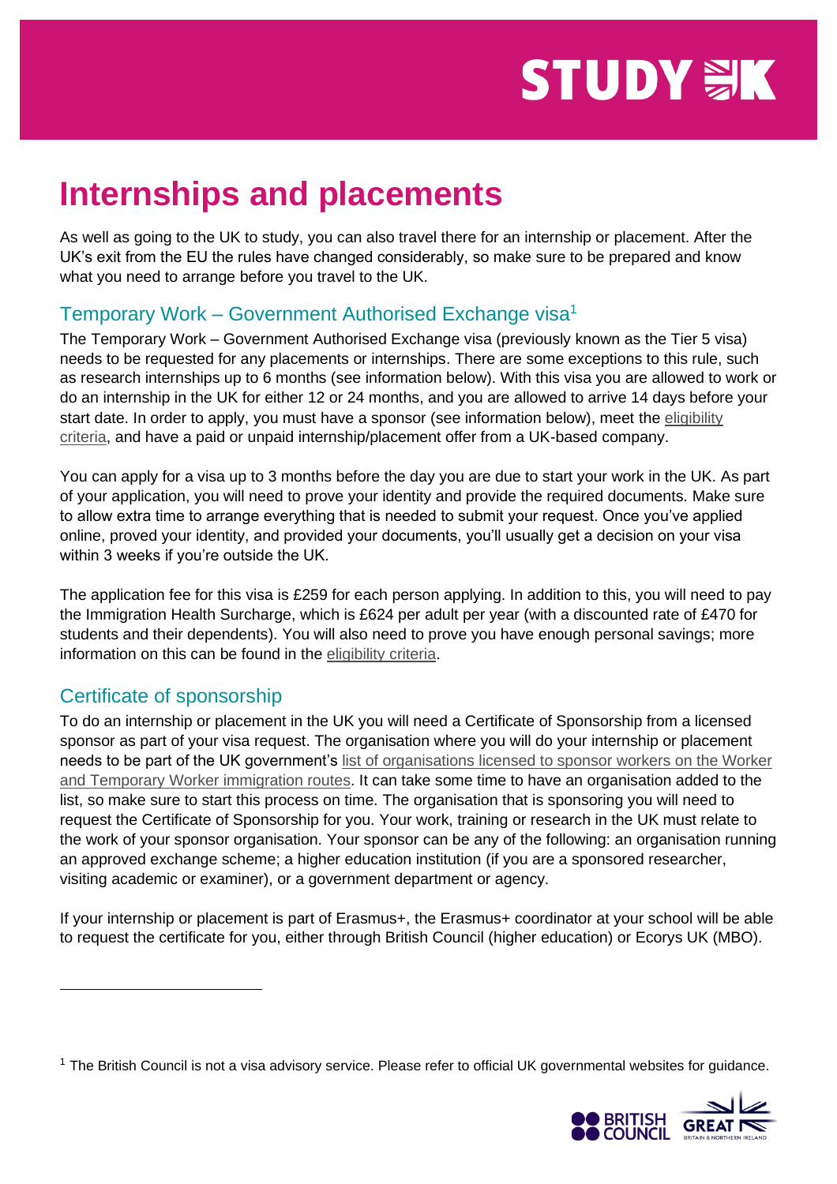# Internships and placements

As well as going to the UK to study, you can also travel there for an internship or placement. After the UK's exit from the EU the rules have changed considerably, so make sure to be prepared and know what you need to arrange before you travel to the UK.

## Temporary Work – Government Authorised Exchange visa[1]

The Temporary Work – Government Authorised Exchange visa (previously known as the Tier 5 visa) needs to be requested for any placements or internships. There are some exceptions to this rule, such as research internships up to 6 months (see information below). With this visa you are allowed to work or do an internship in the UK for either 12 or 24 months, and you are allowed to arrive 14 days before your start date. In order to apply, you must have a sponsor (see information below), meet the eligibility criteria, and have a paid or unpaid internship/placement offer from a UK-based company.

You can apply for a visa up to 3 months before the day you are due to start your work in the UK. As part of your application, you will need to prove your identity and provide the required documents. Make sure to allow extra time to arrange everything that is needed to submit your request. Once you've applied online, proved your identity, and provided your documents, you'll usually get a decision on your visa within 3 weeks if you're outside the UK.

The application fee for this visa is £259 for each person applying. In addition to this, you will need to pay the Immigration Health Surcharge, which is £624 per adult per year (with a discounted rate of £470 for students and their dependents). You will also need to prove you have enough personal savings; more information on this can be found in the eligibility criteria.

## Certificate of sponsorship

To do an internship or placement in the UK you will need a Certificate of Sponsorship from a licensed sponsor as part of your visa request. The organisation where you will do your internship or placement needs to be part of the UK government's list of organisations licensed to sponsor workers on the Worker and Temporary Worker immigration routes. It can take some time to have an organisation added to the list, so make sure to start this process on time. The organisation that is sponsoring you will need to request the Certificate of Sponsorship for you. Your work, training or research in the UK must relate to the work of your sponsor organisation. Your sponsor can be any of the following: an organisation running an approved exchange scheme; a higher education institution (if you are a sponsored researcher, visiting academic or examiner), or a government department or agency.

If your internship or placement is part of Erasmus+, the Erasmus+ coordinator at your school will be able to request the certificate for you, either through British Council (higher education) or Ecorys UK (MBO).

[1] The British Council is not a visa advisory service. Please refer to official UK governmental websites for guidance.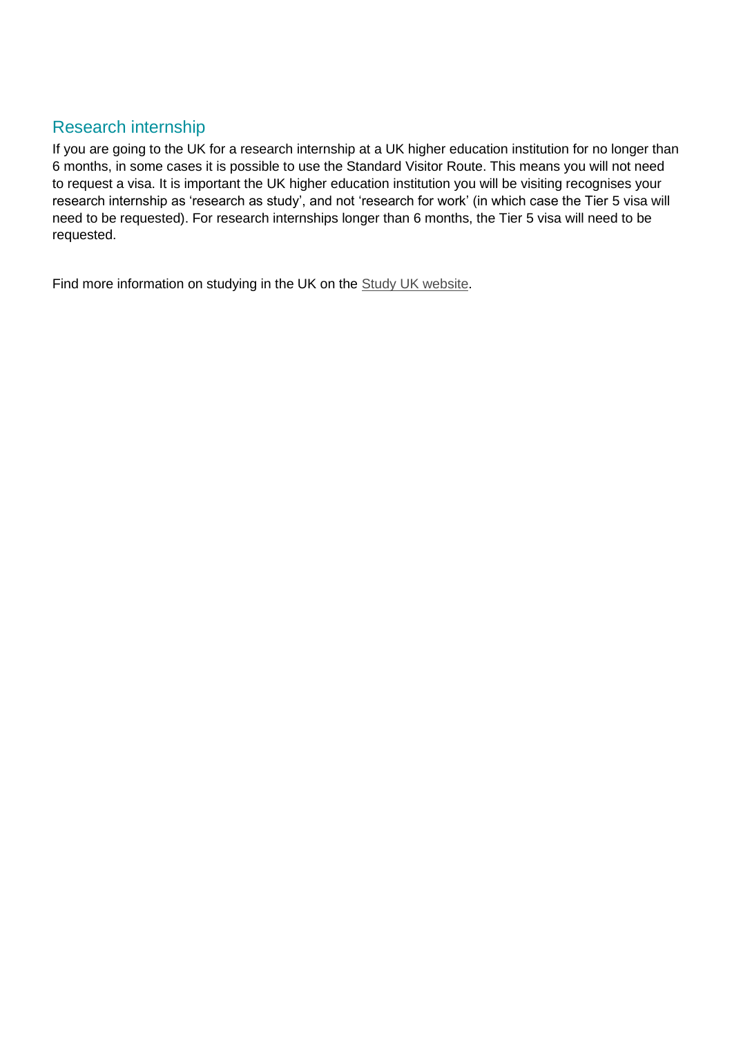## Research internship

If you are going to the UK for a research internship at a UK higher education institution for no longer than 6 months, in some cases it is possible to use the Standard Visitor Route. This means you will not need to request a visa. It is important the UK higher education institution you will be visiting recognises your research internship as 'research as study', and not 'research for work' (in which case the Tier 5 visa will need to be requested). For research internships longer than 6 months, the Tier 5 visa will need to be requested.

Find more information on studying in the UK on the Study UK website.